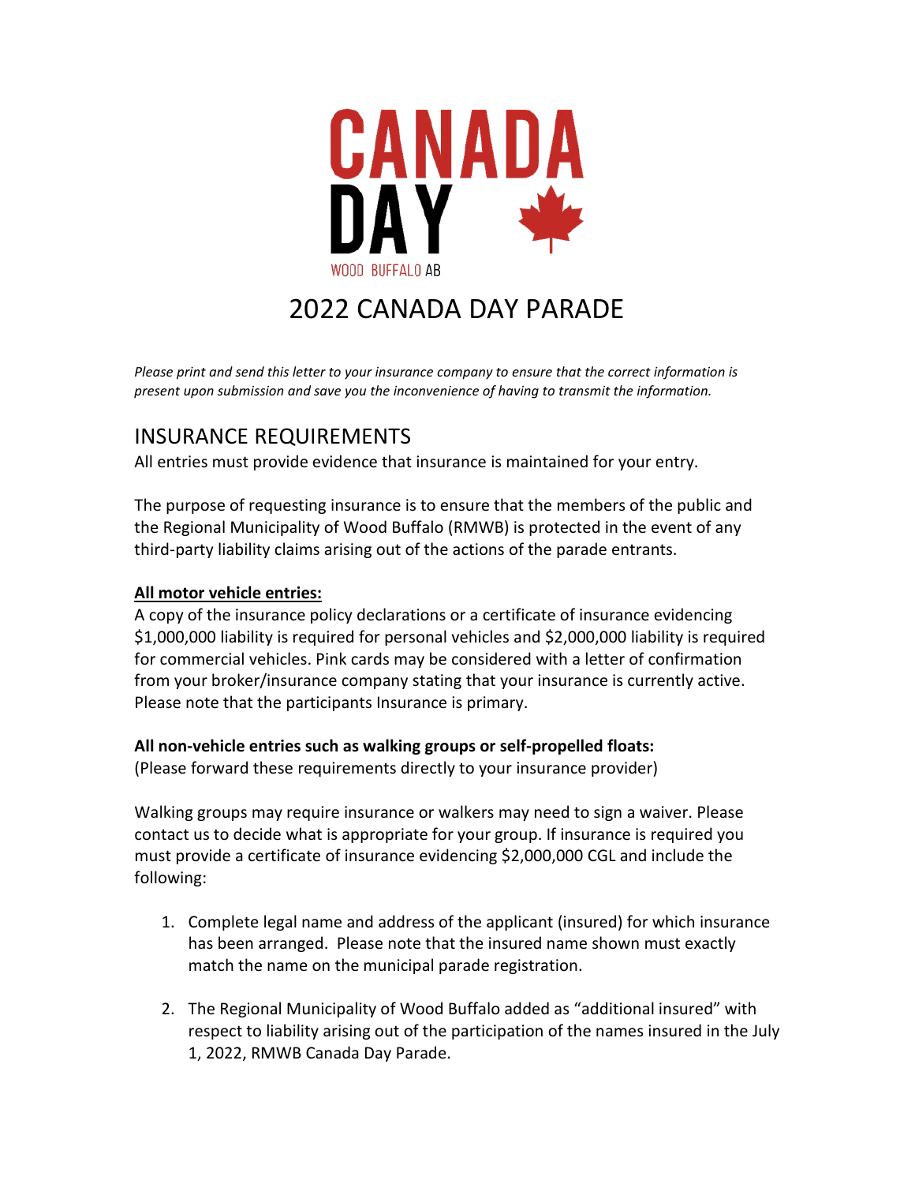# CANADA DAY

WOOD BUFFALO AB

# 2022 CANADA DAY PARADE

*Please print and send this letter to your insurance company to ensure that the correct information is present upon submission and save you the inconvenience of having to transmit the information.*

## INSURANCE REQUIREMENTS

All entries must provide evidence that insurance is maintained for your entry.

The purpose of requesting insurance is to ensure that the members of the public and the Regional Municipality of Wood Buffalo (RMWB) is protected in the event of any third-party liability claims arising out of the actions of the parade entrants.

**All motor vehicle entries:**

A copy of the insurance policy declarations or a certificate of insurance evidencing $1,000,000 liability is required for personal vehicles and $2,000,000 liability is required for commercial vehicles. Pink cards may be considered with a letter of confirmation from your broker/insurance company stating that your insurance is currently active. Please note that the participants Insurance is primary.

**All non-vehicle entries such as walking groups or self-propelled floats:**

(Please forward these requirements directly to your insurance provider)

Walking groups may require insurance or walkers may need to sign a waiver. Please contact us to decide what is appropriate for your group. If insurance is required you must provide a certificate of insurance evidencing $2,000,000 CGL and include the following:

1. Complete legal name and address of the applicant (insured) for which insurance has been arranged. Please note that the insured name shown must exactly match the name on the municipal parade registration.
2. The Regional Municipality of Wood Buffalo added as "additional insured" with respect to liability arising out of the participation of the names insured in the July 1, 2022, RMWB Canada Day Parade.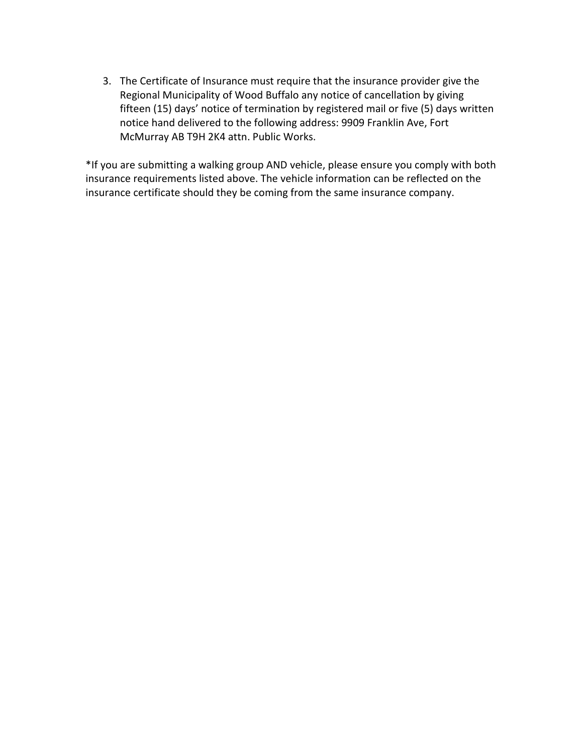3. The Certificate of Insurance must require that the insurance provider give the Regional Municipality of Wood Buffalo any notice of cancellation by giving fifteen (15) days' notice of termination by registered mail or five (5) days written notice hand delivered to the following address: 9909 Franklin Ave, Fort McMurray AB T9H 2K4 attn. Public Works.

*If you are submitting a walking group AND vehicle, please ensure you comply with both insurance requirements listed above. The vehicle information can be reflected on the insurance certificate should they be coming from the same insurance company.